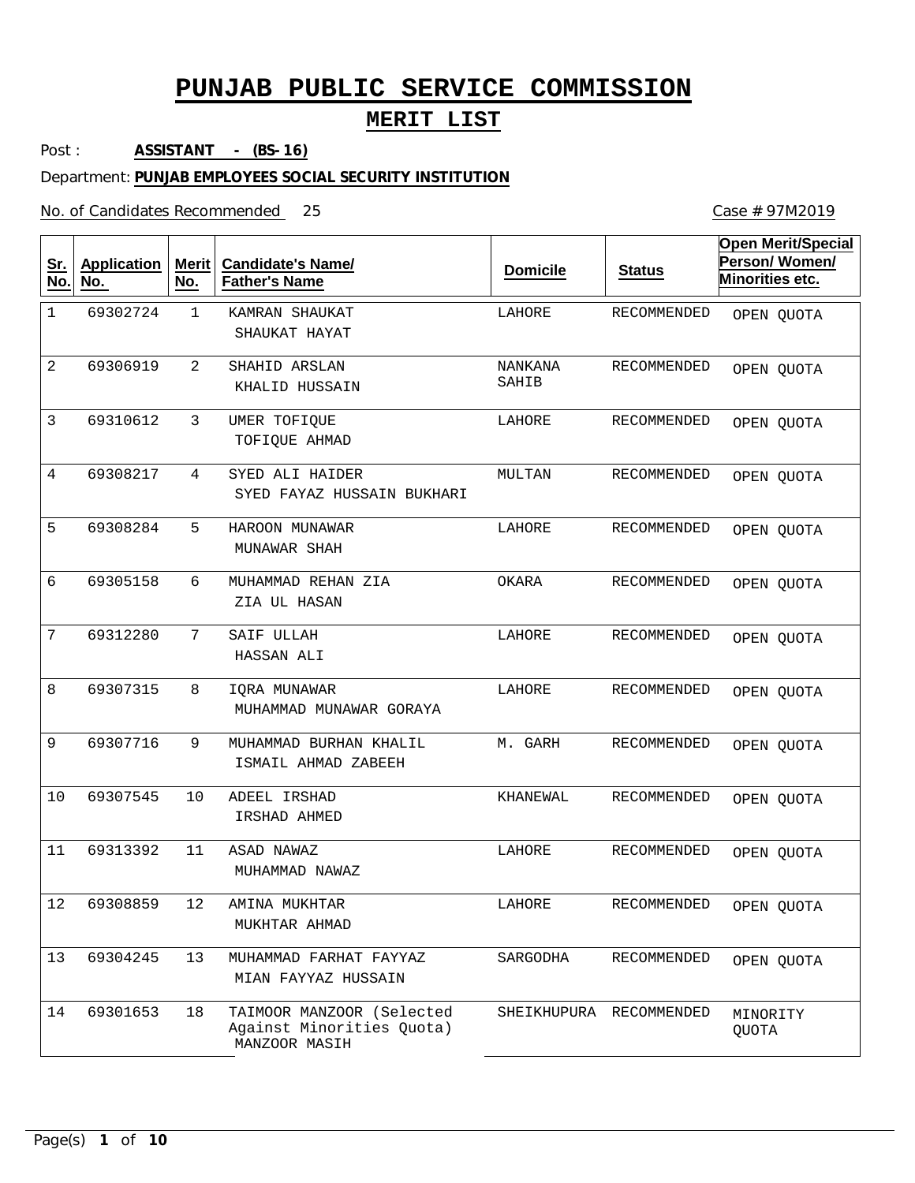# PUNJAB PUBLIC SERVICE COMMISSION

## MERIT LIST

Post : **ASSISTANT - (BS-16)**

Department: **PUNJAB EMPLOYEES SOCIAL SECURITY INSTITUTION**

No. of Candidates Recommended 25

Case # 97M2019

| Sr. No. | Application No. | Merit No. | Candidate's Name/ Father's Name | Domicile | Status | Open Merit/Special Person/ Women/ Minorities etc. |
|---|---|---|---|---|---|---|
| 1 | 69302724 | 1 | KAMRAN SHAUKAT<br>SHAUKAT HAYAT | LAHORE | RECOMMENDED | OPEN QUOTA |
| 2 | 69306919 | 2 | SHAHID ARSLAN<br>KHALID HUSSAIN | NANKANA SAHIB | RECOMMENDED | OPEN QUOTA |
| 3 | 69310612 | 3 | UMER TOFIQUE<br>TOFIQUE AHMAD | LAHORE | RECOMMENDED | OPEN QUOTA |
| 4 | 69308217 | 4 | SYED ALI HAIDER<br>SYED FAYAZ HUSSAIN BUKHARI | MULTAN | RECOMMENDED | OPEN QUOTA |
| 5 | 69308284 | 5 | HAROON MUNAWAR<br>MUNAWAR SHAH | LAHORE | RECOMMENDED | OPEN QUOTA |
| 6 | 69305158 | 6 | MUHAMMAD REHAN ZIA<br>ZIA UL HASAN | OKARA | RECOMMENDED | OPEN QUOTA |
| 7 | 69312280 | 7 | SAIF ULLAH<br>HASSAN ALI | LAHORE | RECOMMENDED | OPEN QUOTA |
| 8 | 69307315 | 8 | IQRA MUNAWAR<br>MUHAMMAD MUNAWAR GORAYA | LAHORE | RECOMMENDED | OPEN QUOTA |
| 9 | 69307716 | 9 | MUHAMMAD BURHAN KHALIL<br>ISMAIL AHMAD ZABEEH | M. GARH | RECOMMENDED | OPEN QUOTA |
| 10 | 69307545 | 10 | ADEEL IRSHAD<br>IRSHAD AHMED | KHANEWAL | RECOMMENDED | OPEN QUOTA |
| 11 | 69313392 | 11 | ASAD NAWAZ<br>MUHAMMAD NAWAZ | LAHORE | RECOMMENDED | OPEN QUOTA |
| 12 | 69308859 | 12 | AMINA MUKHTAR<br>MUKHTAR AHMAD | LAHORE | RECOMMENDED | OPEN QUOTA |
| 13 | 69304245 | 13 | MUHAMMAD FARHAT FAYYAZ<br>MIAN FAYYAZ HUSSAIN | SARGODHA | RECOMMENDED | OPEN QUOTA |
| 14 | 69301653 | 18 | TAIMOOR MANZOOR (Selected Against Minorities Quota)<br>MANZOOR MASIH | SHEIKHUPURA | RECOMMENDED | MINORITY QUOTA |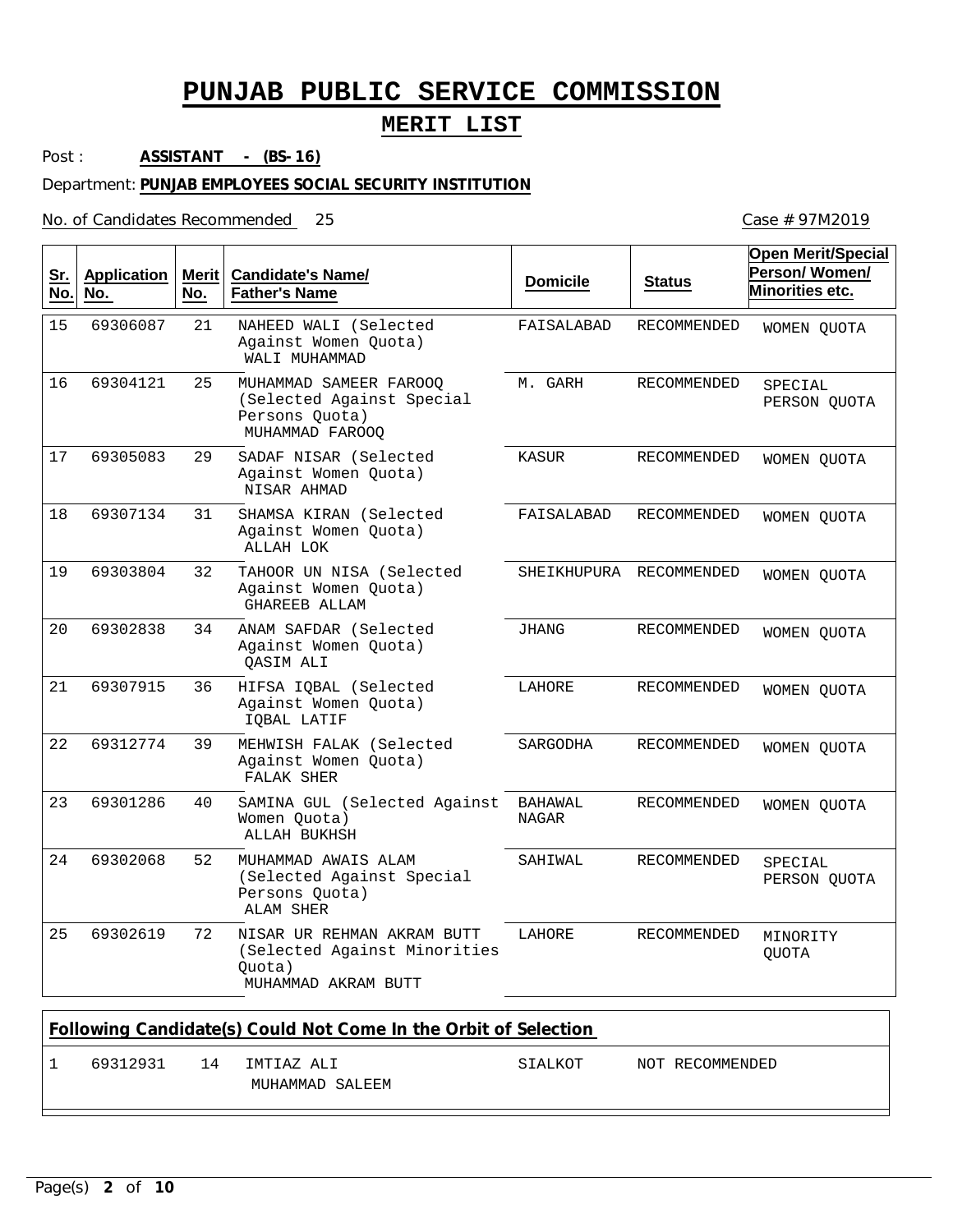# PUNJAB PUBLIC SERVICE COMMISSION

## MERIT LIST

Post : **ASSISTANT - (BS-16)**

Department: **PUNJAB EMPLOYEES SOCIAL SECURITY INSTITUTION**

No. of Candidates Recommended 25

Case # 97M2019

| Sr. No. | Application No. | Merit No. | Candidate's Name/ Father's Name | Domicile | Status | Open Merit/Special Person/ Women/ Minorities etc. |
|---|---|---|---|---|---|---|
| 15 | 69306087 | 21 | NAHEED WALI (Selected Against Women Quota) WALI MUHAMMAD | FAISALABAD | RECOMMENDED | WOMEN QUOTA |
| 16 | 69304121 | 25 | MUHAMMAD SAMEER FAROOQ (Selected Against Special Persons Quota) MUHAMMAD FAROOQ | M. GARH | RECOMMENDED | SPECIAL PERSON QUOTA |
| 17 | 69305083 | 29 | SADAF NISAR (Selected Against Women Quota) NISAR AHMAD | KASUR | RECOMMENDED | WOMEN QUOTA |
| 18 | 69307134 | 31 | SHAMSA KIRAN (Selected Against Women Quota) ALLAH LOK | FAISALABAD | RECOMMENDED | WOMEN QUOTA |
| 19 | 69303804 | 32 | TAHOOR UN NISA (Selected Against Women Quota) GHAREEB ALLAM | SHEIKHUPURA | RECOMMENDED | WOMEN QUOTA |
| 20 | 69302838 | 34 | ANAM SAFDAR (Selected Against Women Quota) QASIM ALI | JHANG | RECOMMENDED | WOMEN QUOTA |
| 21 | 69307915 | 36 | HIFSA IQBAL (Selected Against Women Quota) IQBAL LATIF | LAHORE | RECOMMENDED | WOMEN QUOTA |
| 22 | 69312774 | 39 | MEHWISH FALAK (Selected Against Women Quota) FALAK SHER | SARGODHA | RECOMMENDED | WOMEN QUOTA |
| 23 | 69301286 | 40 | SAMINA GUL (Selected Against Women Quota) ALLAH BUKHSH | BAHAWAL NAGAR | RECOMMENDED | WOMEN QUOTA |
| 24 | 69302068 | 52 | MUHAMMAD AWAIS ALAM (Selected Against Special Persons Quota) ALAM SHER | SAHIWAL | RECOMMENDED | SPECIAL PERSON QUOTA |
| 25 | 69302619 | 72 | NISAR UR REHMAN AKRAM BUTT (Selected Against Minorities Quota) MUHAMMAD AKRAM BUTT | LAHORE | RECOMMENDED | MINORITY QUOTA |

**Following Candidate(s) Could Not Come In the Orbit of Selection**

| Sr. No. | Application No. | Merit No. | Candidate's Name/ Father's Name | Domicile | Status |
|---|---|---|---|---|---|
| 1 | 69312931 | 14 | IMTIAZ ALI MUHAMMAD SALEEM | SIALKOT | NOT RECOMMENDED |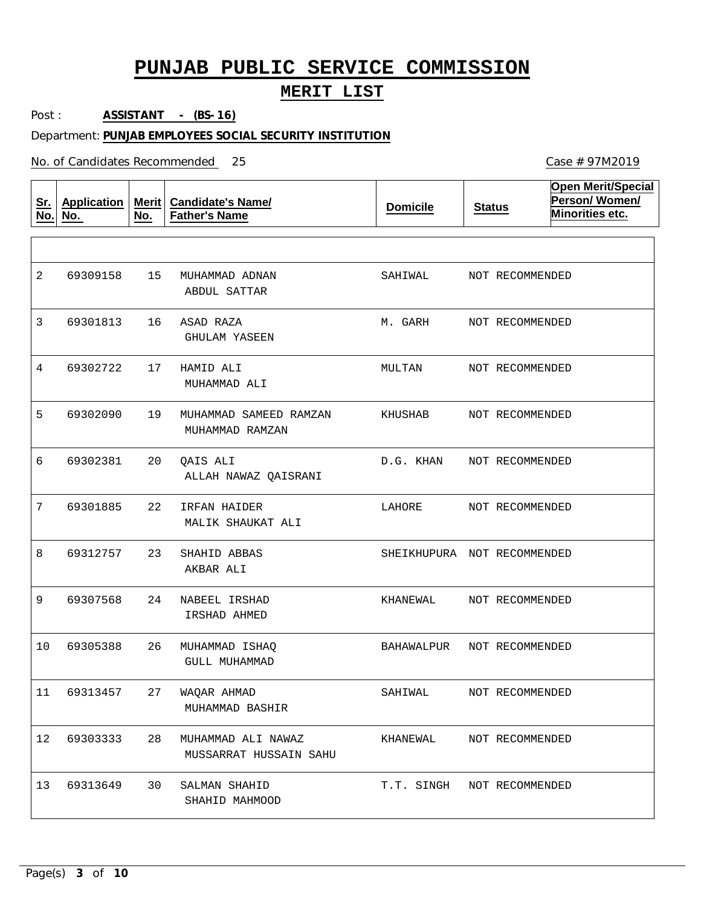# PUNJAB PUBLIC SERVICE COMMISSION

## MERIT LIST

Post : **ASSISTANT - (BS-16)**

Department: **PUNJAB EMPLOYEES SOCIAL SECURITY INSTITUTION**

No. of Candidates Recommended 25

Case # 97M2019

| Sr. No. | Application No. | Merit No. | Candidate's Name/ Father's Name | Domicile | Status | Open Merit/Special Person/ Women/ Minorities etc. |
|---|---|---|---|---|---|---|
| | | | | | | |
| 2 | 69309158 | 15 | MUHAMMAD ADNAN<br>ABDUL SATTAR | SAHIWAL | NOT RECOMMENDED | |
| 3 | 69301813 | 16 | ASAD RAZA<br>GHULAM YASEEN | M. GARH | NOT RECOMMENDED | |
| 4 | 69302722 | 17 | HAMID ALI<br>MUHAMMAD ALI | MULTAN | NOT RECOMMENDED | |
| 5 | 69302090 | 19 | MUHAMMAD SAMEED RAMZAN<br>MUHAMMAD RAMZAN | KHUSHAB | NOT RECOMMENDED | |
| 6 | 69302381 | 20 | QAIS ALI<br>ALLAH NAWAZ QAISRANI | D.G. KHAN | NOT RECOMMENDED | |
| 7 | 69301885 | 22 | IRFAN HAIDER<br>MALIK SHAUKAT ALI | LAHORE | NOT RECOMMENDED | |
| 8 | 69312757 | 23 | SHAHID ABBAS<br>AKBAR ALI | SHEIKHUPURA | NOT RECOMMENDED | |
| 9 | 69307568 | 24 | NABEEL IRSHAD<br>IRSHAD AHMED | KHANEWAL | NOT RECOMMENDED | |
| 10 | 69305388 | 26 | MUHAMMAD ISHAQ<br>GULL MUHAMMAD | BAHAWALPUR | NOT RECOMMENDED | |
| 11 | 69313457 | 27 | WAQAR AHMAD<br>MUHAMMAD BASHIR | SAHIWAL | NOT RECOMMENDED | |
| 12 | 69303333 | 28 | MUHAMMAD ALI NAWAZ<br>MUSSARRAT HUSSAIN SAHU | KHANEWAL | NOT RECOMMENDED | |
| 13 | 69313649 | 30 | SALMAN SHAHID<br>SHAHID MAHMOOD | T.T. SINGH | NOT RECOMMENDED | |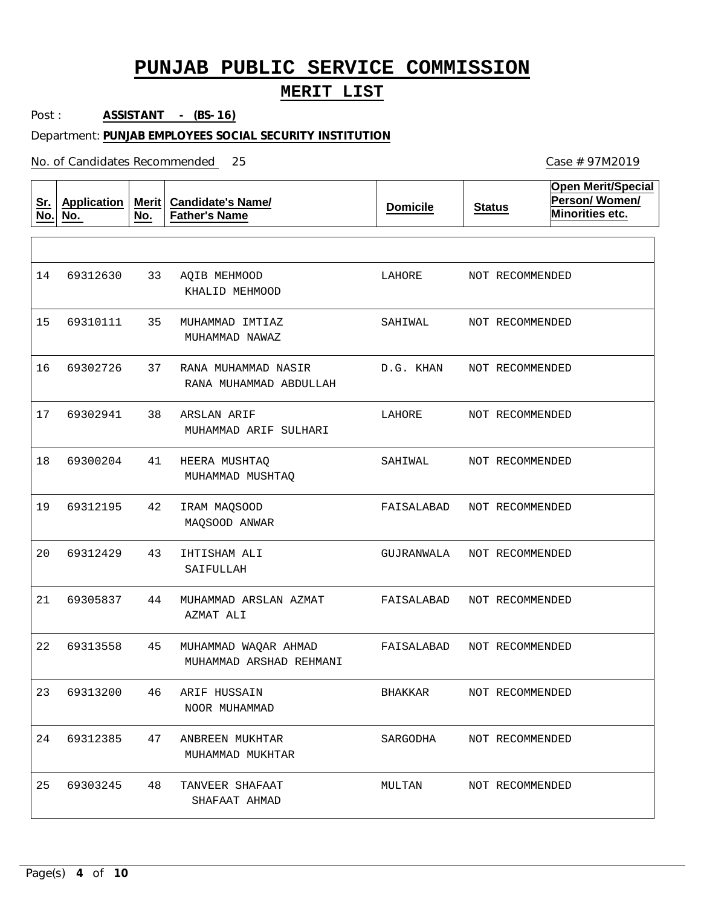# PUNJAB PUBLIC SERVICE COMMISSION

## MERIT LIST

Post : **ASSISTANT - (BS-16)**

Department: **PUNJAB EMPLOYEES SOCIAL SECURITY INSTITUTION**

No. of Candidates Recommended 25

Case # 97M2019

| Sr. No. | Application No. | Merit No. | Candidate's Name/ Father's Name | Domicile | Status | Open Merit/Special Person/ Women/ Minorities etc. |
|---|---|---|---|---|---|---|
| 14 | 69312630 | 33 | AQIB MEHMOOD<br>KHALID MEHMOOD | LAHORE | NOT RECOMMENDED | |
| 15 | 69310111 | 35 | MUHAMMAD IMTIAZ<br>MUHAMMAD NAWAZ | SAHIWAL | NOT RECOMMENDED | |
| 16 | 69302726 | 37 | RANA MUHAMMAD NASIR<br>RANA MUHAMMAD ABDULLAH | D.G. KHAN | NOT RECOMMENDED | |
| 17 | 69302941 | 38 | ARSLAN ARIF<br>MUHAMMAD ARIF SULHARI | LAHORE | NOT RECOMMENDED | |
| 18 | 69300204 | 41 | HEERA MUSHTAQ<br>MUHAMMAD MUSHTAQ | SAHIWAL | NOT RECOMMENDED | |
| 19 | 69312195 | 42 | IRAM MAQSOOD<br>MAQSOOD ANWAR | FAISALABAD | NOT RECOMMENDED | |
| 20 | 69312429 | 43 | IHTISHAM ALI<br>SAIFULLAH | GUJRANWALA | NOT RECOMMENDED | |
| 21 | 69305837 | 44 | MUHAMMAD ARSLAN AZMAT<br>AZMAT ALI | FAISALABAD | NOT RECOMMENDED | |
| 22 | 69313558 | 45 | MUHAMMAD WAQAR AHMAD<br>MUHAMMAD ARSHAD REHMANI | FAISALABAD | NOT RECOMMENDED | |
| 23 | 69313200 | 46 | ARIF HUSSAIN<br>NOOR MUHAMMAD | BHAKKAR | NOT RECOMMENDED | |
| 24 | 69312385 | 47 | ANBREEN MUKHTAR<br>MUHAMMAD MUKHTAR | SARGODHA | NOT RECOMMENDED | |
| 25 | 69303245 | 48 | TANVEER SHAFAAT<br>SHAFAAT AHMAD | MULTAN | NOT RECOMMENDED | |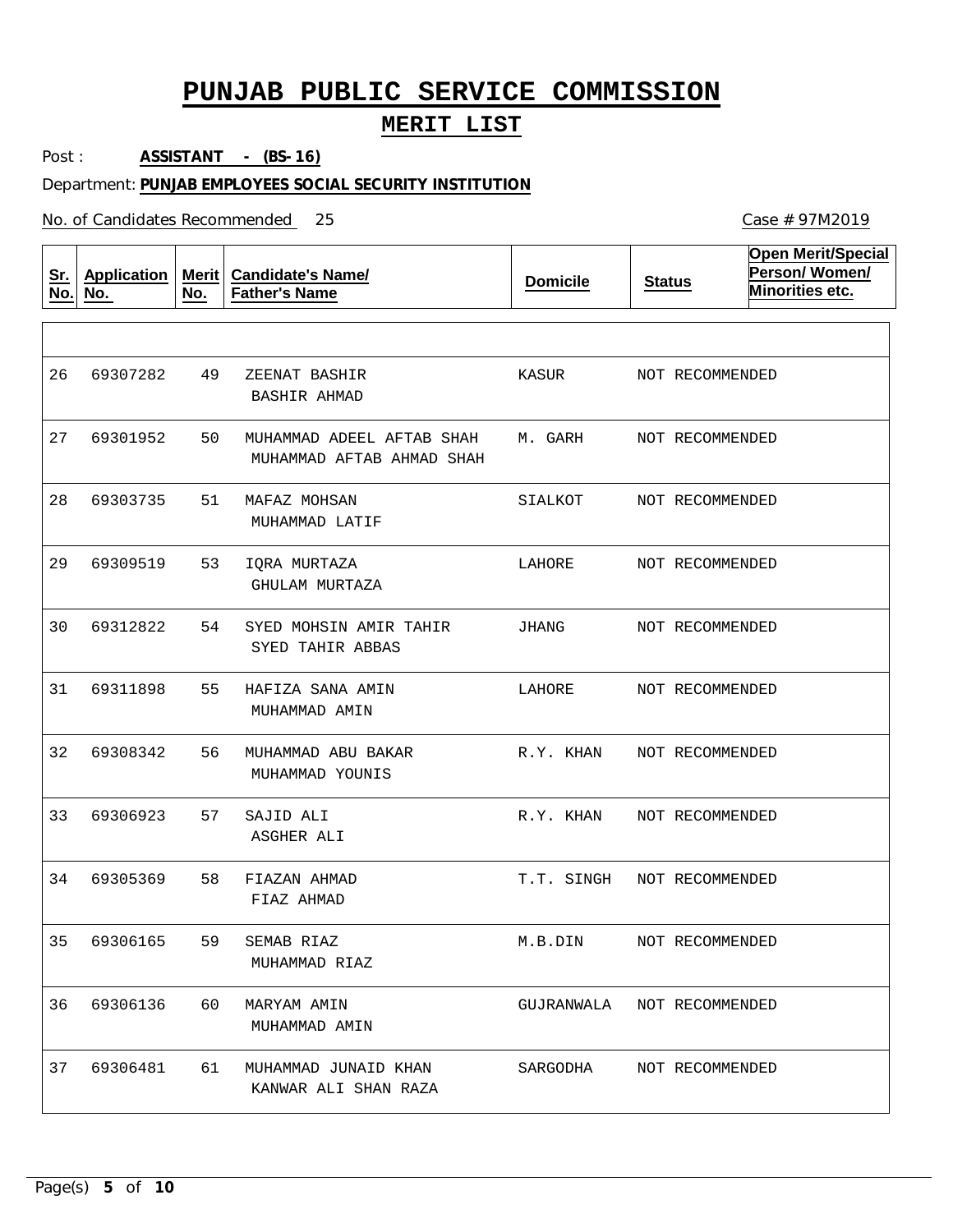# PUNJAB PUBLIC SERVICE COMMISSION

## MERIT LIST

Post : **ASSISTANT - (BS-16)**

Department: **PUNJAB EMPLOYEES SOCIAL SECURITY INSTITUTION**

No. of Candidates Recommended 25

Case # 97M2019

| Sr. No. | Application No. | Merit No. | Candidate's Name/ Father's Name | Domicile | Status | Open Merit/Special Person/ Women/ Minorities etc. |
|---|---|---|---|---|---|---|
| 26 | 69307282 | 49 | ZEENAT BASHIR<br>BASHIR AHMAD | KASUR | NOT RECOMMENDED | |
| 27 | 69301952 | 50 | MUHAMMAD ADEEL AFTAB SHAH<br>MUHAMMAD AFTAB AHMAD SHAH | M. GARH | NOT RECOMMENDED | |
| 28 | 69303735 | 51 | MAFAZ MOHSAN<br>MUHAMMAD LATIF | SIALKOT | NOT RECOMMENDED | |
| 29 | 69309519 | 53 | IQRA MURTAZA<br>GHULAM MURTAZA | LAHORE | NOT RECOMMENDED | |
| 30 | 69312822 | 54 | SYED MOHSIN AMIR TAHIR<br>SYED TAHIR ABBAS | JHANG | NOT RECOMMENDED | |
| 31 | 69311898 | 55 | HAFIZA SANA AMIN<br>MUHAMMAD AMIN | LAHORE | NOT RECOMMENDED | |
| 32 | 69308342 | 56 | MUHAMMAD ABU BAKAR<br>MUHAMMAD YOUNIS | R.Y. KHAN | NOT RECOMMENDED | |
| 33 | 69306923 | 57 | SAJID ALI<br>ASGHER ALI | R.Y. KHAN | NOT RECOMMENDED | |
| 34 | 69305369 | 58 | FIAZAN AHMAD<br>FIAZ AHMAD | T.T. SINGH | NOT RECOMMENDED | |
| 35 | 69306165 | 59 | SEMAB RIAZ<br>MUHAMMAD RIAZ | M.B.DIN | NOT RECOMMENDED | |
| 36 | 69306136 | 60 | MARYAM AMIN<br>MUHAMMAD AMIN | GUJRANWALA | NOT RECOMMENDED | |
| 37 | 69306481 | 61 | MUHAMMAD JUNAID KHAN<br>KANWAR ALI SHAN RAZA | SARGODHA | NOT RECOMMENDED | |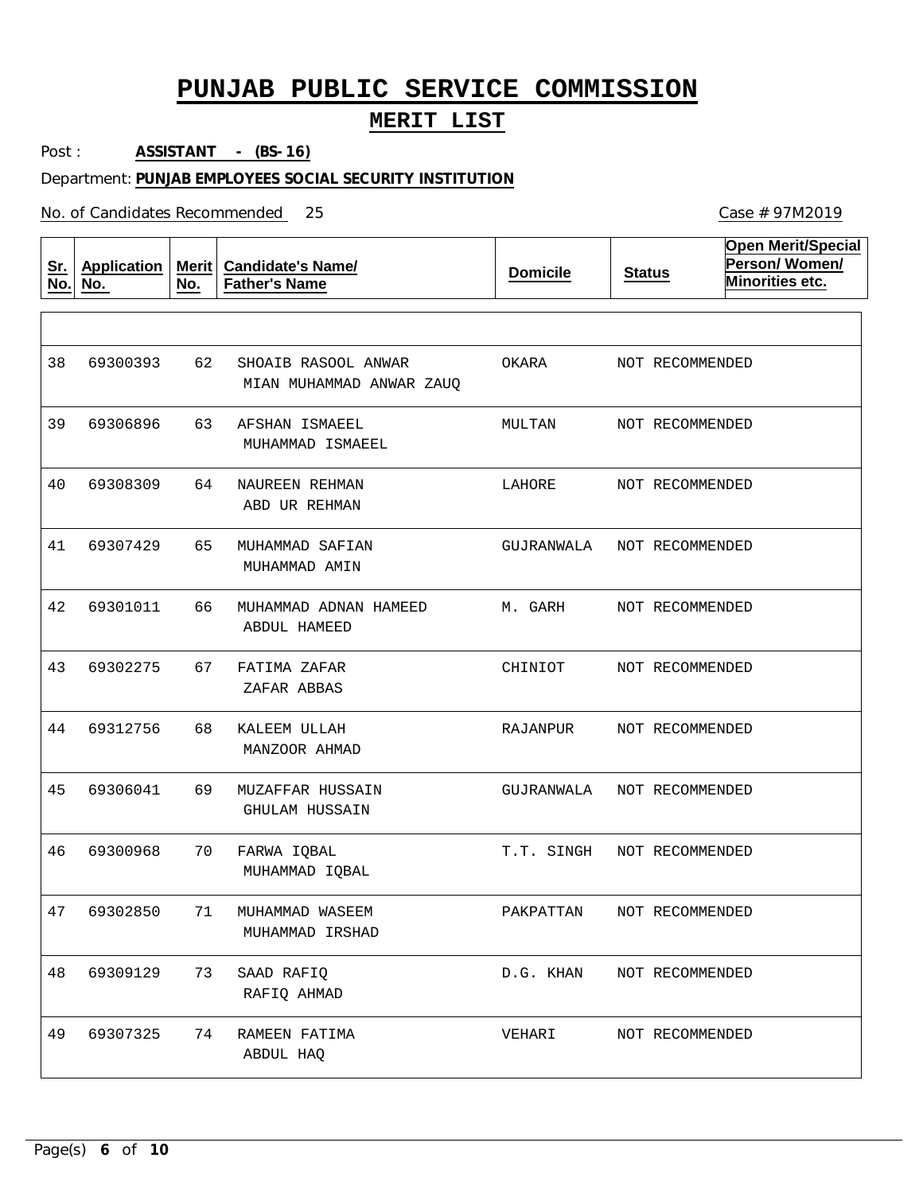# PUNJAB PUBLIC SERVICE COMMISSION

## MERIT LIST

Post : **ASSISTANT - (BS-16)**

Department: **PUNJAB EMPLOYEES SOCIAL SECURITY INSTITUTION**

No. of Candidates Recommended 25

Case # 97M2019

| Sr. No. | Application No. | Merit No. | Candidate's Name/ Father's Name | Domicile | Status | Open Merit/Special Person/ Women/ Minorities etc. |
|---|---|---|---|---|---|---|
| 38 | 69300393 | 62 | SHOAIB RASOOL ANWAR<br>MIAN MUHAMMAD ANWAR ZAUQ | OKARA | NOT RECOMMENDED | |
| 39 | 69306896 | 63 | AFSHAN ISMAEEL<br>MUHAMMAD ISMAEEL | MULTAN | NOT RECOMMENDED | |
| 40 | 69308309 | 64 | NAUREEN REHMAN<br>ABD UR REHMAN | LAHORE | NOT RECOMMENDED | |
| 41 | 69307429 | 65 | MUHAMMAD SAFIAN<br>MUHAMMAD AMIN | GUJRANWALA | NOT RECOMMENDED | |
| 42 | 69301011 | 66 | MUHAMMAD ADNAN HAMEED<br>ABDUL HAMEED | M. GARH | NOT RECOMMENDED | |
| 43 | 69302275 | 67 | FATIMA ZAFAR<br>ZAFAR ABBAS | CHINIOT | NOT RECOMMENDED | |
| 44 | 69312756 | 68 | KALEEM ULLAH<br>MANZOOR AHMAD | RAJANPUR | NOT RECOMMENDED | |
| 45 | 69306041 | 69 | MUZAFFAR HUSSAIN<br>GHULAM HUSSAIN | GUJRANWALA | NOT RECOMMENDED | |
| 46 | 69300968 | 70 | FARWA IQBAL<br>MUHAMMAD IQBAL | T.T. SINGH | NOT RECOMMENDED | |
| 47 | 69302850 | 71 | MUHAMMAD WASEEM<br>MUHAMMAD IRSHAD | PAKPATTAN | NOT RECOMMENDED | |
| 48 | 69309129 | 73 | SAAD RAFIQ<br>RAFIQ AHMAD | D.G. KHAN | NOT RECOMMENDED | |
| 49 | 69307325 | 74 | RAMEEN FATIMA<br>ABDUL HAQ | VEHARI | NOT RECOMMENDED | |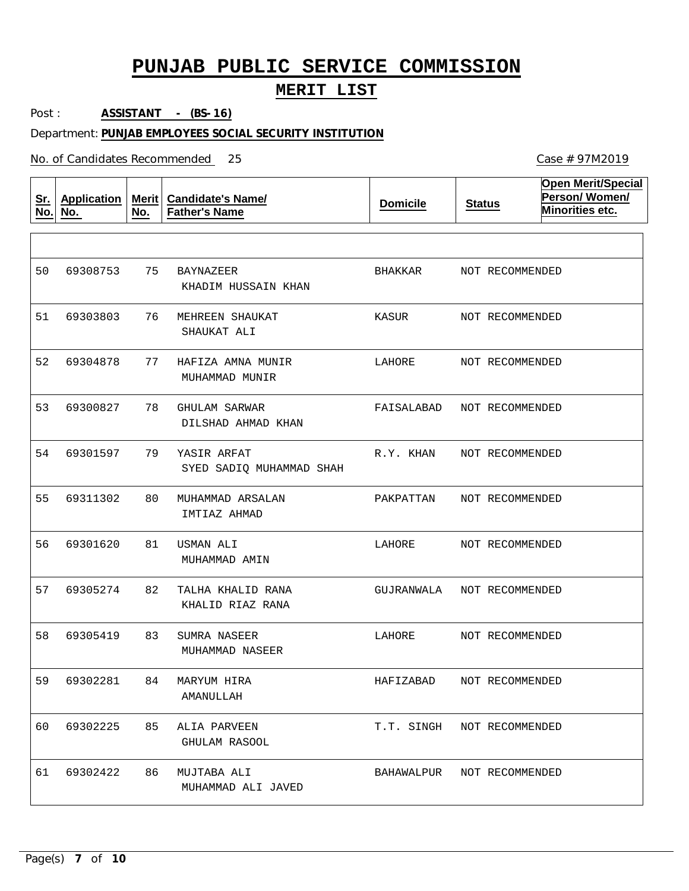# PUNJAB PUBLIC SERVICE COMMISSION

## MERIT LIST

Post : **ASSISTANT - (BS-16)**

Department: **PUNJAB EMPLOYEES SOCIAL SECURITY INSTITUTION**

No. of Candidates Recommended 25

Case # 97M2019

| Sr. No. | Application No. | Merit No. | Candidate's Name/ Father's Name | Domicile | Status | Open Merit/Special Person/ Women/ Minorities etc. |
|---|---|---|---|---|---|---|
| 50 | 69308753 | 75 | BAYNAZEER<br>KHADIM HUSSAIN KHAN | BHAKKAR | NOT RECOMMENDED | |
| 51 | 69303803 | 76 | MEHREEN SHAUKAT<br>SHAUKAT ALI | KASUR | NOT RECOMMENDED | |
| 52 | 69304878 | 77 | HAFIZA AMNA MUNIR<br>MUHAMMAD MUNIR | LAHORE | NOT RECOMMENDED | |
| 53 | 69300827 | 78 | GHULAM SARWAR<br>DILSHAD AHMAD KHAN | FAISALABAD | NOT RECOMMENDED | |
| 54 | 69301597 | 79 | YASIR ARFAT<br>SYED SADIQ MUHAMMAD SHAH | R.Y. KHAN | NOT RECOMMENDED | |
| 55 | 69311302 | 80 | MUHAMMAD ARSALAN<br>IMTIAZ AHMAD | PAKPATTAN | NOT RECOMMENDED | |
| 56 | 69301620 | 81 | USMAN ALI<br>MUHAMMAD AMIN | LAHORE | NOT RECOMMENDED | |
| 57 | 69305274 | 82 | TALHA KHALID RANA<br>KHALID RIAZ RANA | GUJRANWALA | NOT RECOMMENDED | |
| 58 | 69305419 | 83 | SUMRA NASEER<br>MUHAMMAD NASEER | LAHORE | NOT RECOMMENDED | |
| 59 | 69302281 | 84 | MARYUM HIRA<br>AMANULLAH | HAFIZABAD | NOT RECOMMENDED | |
| 60 | 69302225 | 85 | ALIA PARVEEN<br>GHULAM RASOOL | T.T. SINGH | NOT RECOMMENDED | |
| 61 | 69302422 | 86 | MUJTABA ALI<br>MUHAMMAD ALI JAVED | BAHAWALPUR | NOT RECOMMENDED | |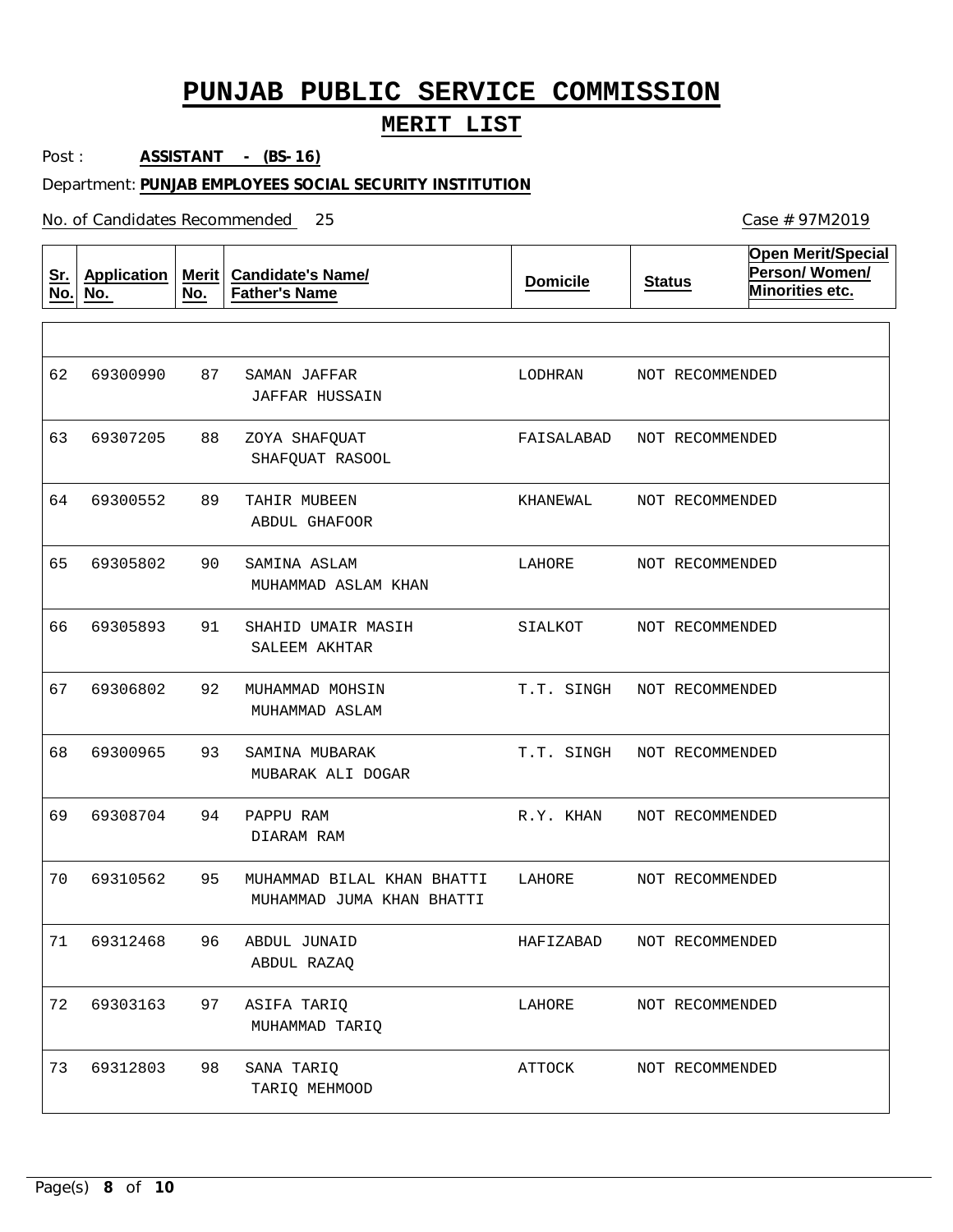# PUNJAB PUBLIC SERVICE COMMISSION

## MERIT LIST

Post : **ASSISTANT - (BS-16)**

Department: **PUNJAB EMPLOYEES SOCIAL SECURITY INSTITUTION**

No. of Candidates Recommended 25

Case # 97M2019

| Sr. No. | Application No. | Merit No. | Candidate's Name/ Father's Name | Domicile | Status | Open Merit/Special Person/ Women/ Minorities etc. |
|---|---|---|---|---|---|---|
| 62 | 69300990 | 87 | SAMAN JAFFAR<br>JAFFAR HUSSAIN | LODHRAN | NOT RECOMMENDED | |
| 63 | 69307205 | 88 | ZOYA SHAFQUAT<br>SHAFQUAT RASOOL | FAISALABAD | NOT RECOMMENDED | |
| 64 | 69300552 | 89 | TAHIR MUBEEN<br>ABDUL GHAFOOR | KHANEWAL | NOT RECOMMENDED | |
| 65 | 69305802 | 90 | SAMINA ASLAM<br>MUHAMMAD ASLAM KHAN | LAHORE | NOT RECOMMENDED | |
| 66 | 69305893 | 91 | SHAHID UMAIR MASIH<br>SALEEM AKHTAR | SIALKOT | NOT RECOMMENDED | |
| 67 | 69306802 | 92 | MUHAMMAD MOHSIN<br>MUHAMMAD ASLAM | T.T. SINGH | NOT RECOMMENDED | |
| 68 | 69300965 | 93 | SAMINA MUBARAK<br>MUBARAK ALI DOGAR | T.T. SINGH | NOT RECOMMENDED | |
| 69 | 69308704 | 94 | PAPPU RAM<br>DIARAM RAM | R.Y. KHAN | NOT RECOMMENDED | |
| 70 | 69310562 | 95 | MUHAMMAD BILAL KHAN BHATTI<br>MUHAMMAD JUMA KHAN BHATTI | LAHORE | NOT RECOMMENDED | |
| 71 | 69312468 | 96 | ABDUL JUNAID<br>ABDUL RAZAQ | HAFIZABAD | NOT RECOMMENDED | |
| 72 | 69303163 | 97 | ASIFA TARIQ<br>MUHAMMAD TARIQ | LAHORE | NOT RECOMMENDED | |
| 73 | 69312803 | 98 | SANA TARIQ<br>TARIQ MEHMOOD | ATTOCK | NOT RECOMMENDED | |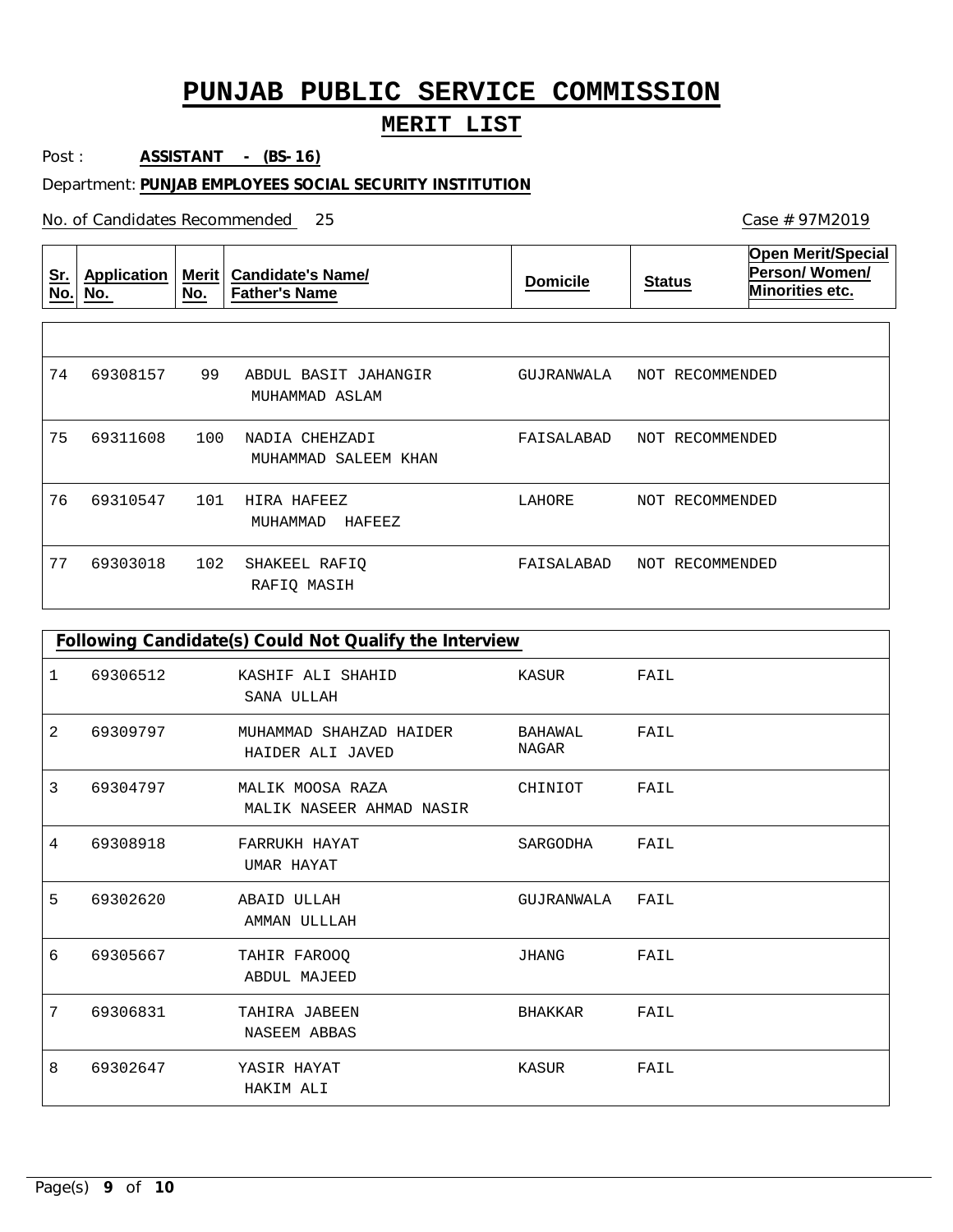# PUNJAB PUBLIC SERVICE COMMISSION

## MERIT LIST

Post : **ASSISTANT - (BS-16)**

Department: **PUNJAB EMPLOYEES SOCIAL SECURITY INSTITUTION**

No. of Candidates Recommended 25

Case # 97M2019

| Sr. No. | Application No. | Merit No. | Candidate's Name/ Father's Name | Domicile | Status | Open Merit/Special Person/ Women/ Minorities etc. |
|---|---|---|---|---|---|---|
| 74 | 69308157 | 99 | ABDUL BASIT JAHANGIR<br>MUHAMMAD ASLAM | GUJRANWALA | NOT RECOMMENDED | |
| 75 | 69311608 | 100 | NADIA CHEHZADI<br>MUHAMMAD SALEEM KHAN | FAISALABAD | NOT RECOMMENDED | |
| 76 | 69310547 | 101 | HIRA HAFEEZ<br>MUHAMMAD HAFEEZ | LAHORE | NOT RECOMMENDED | |
| 77 | 69303018 | 102 | SHAKEEL RAFIQ<br>RAFIQ MASIH | FAISALABAD | NOT RECOMMENDED | |

**Following Candidate(s) Could Not Qualify the Interview**

| Sr. No. | Application No. | Candidate's Name/ Father's Name | Domicile | Status |
|---|---|---|---|---|
| 1 | 69306512 | KASHIF ALI SHAHID<br>SANA ULLAH | KASUR | FAIL |
| 2 | 69309797 | MUHAMMAD SHAHZAD HAIDER<br>HAIDER ALI JAVED | BAHAWAL NAGAR | FAIL |
| 3 | 69304797 | MALIK MOOSA RAZA<br>MALIK NASEER AHMAD NASIR | CHINIOT | FAIL |
| 4 | 69308918 | FARRUKH HAYAT<br>UMAR HAYAT | SARGODHA | FAIL |
| 5 | 69302620 | ABAID ULLAH<br>AMMAN ULLLAH | GUJRANWALA | FAIL |
| 6 | 69305667 | TAHIR FAROOQ<br>ABDUL MAJEED | JHANG | FAIL |
| 7 | 69306831 | TAHIRA JABEEN<br>NASEEM ABBAS | BHAKKAR | FAIL |
| 8 | 69302647 | YASIR HAYAT<br>HAKIM ALI | KASUR | FAIL |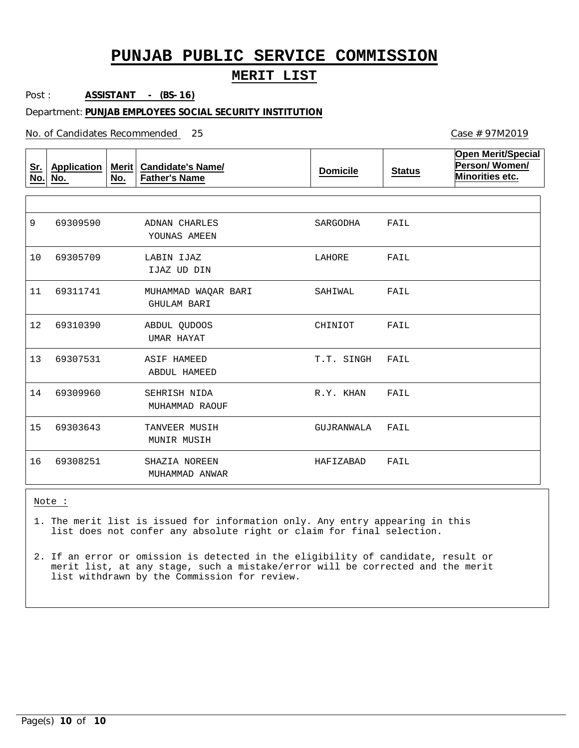# PUNJAB PUBLIC SERVICE COMMISSION

## MERIT LIST

Post : **ASSISTANT - (BS-16)**

Department: **PUNJAB EMPLOYEES SOCIAL SECURITY INSTITUTION**

No. of Candidates Recommended 25

Case # 97M2019

| Sr. No. | Application No. | Merit No. | Candidate's Name/ Father's Name | Domicile | Status | Open Merit/Special Person/ Women/ Minorities etc. |
|---|---|---|---|---|---|---|
| 9 | 69309590 | | ADNAN CHARLES<br>YOUNAS AMEEN | SARGODHA | FAIL | |
| 10 | 69305709 | | LABIN IJAZ<br>IJAZ UD DIN | LAHORE | FAIL | |
| 11 | 69311741 | | MUHAMMAD WAQAR BARI<br>GHULAM BARI | SAHIWAL | FAIL | |
| 12 | 69310390 | | ABDUL QUDOOS<br>UMAR HAYAT | CHINIOT | FAIL | |
| 13 | 69307531 | | ASIF HAMEED<br>ABDUL HAMEED | T.T. SINGH | FAIL | |
| 14 | 69309960 | | SEHRISH NIDA<br>MUHAMMAD RAOUF | R.Y. KHAN | FAIL | |
| 15 | 69303643 | | TANVEER MUSIH<br>MUNIR MUSIH | GUJRANWALA | FAIL | |
| 16 | 69308251 | | SHAZIA NOREEN<br>MUHAMMAD ANWAR | HAFIZABAD | FAIL | |

Note :

1. The merit list is issued for information only. Any entry appearing in this list does not confer any absolute right or claim for final selection.
2. If an error or omission is detected in the eligibility of candidate, result or merit list, at any stage, such a mistake/error will be corrected and the merit list withdrawn by the Commission for review.